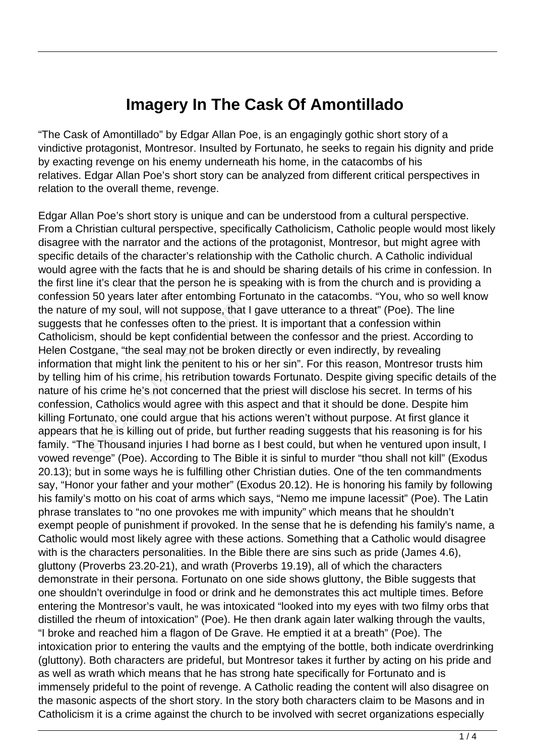# Imagery In The Cask Of Amontillado

"The Cask of Amontillado" by Edgar Allan Poe, is an engagingly gothic short story of a vindictive protagonist, Montresor. Insulted by Fortunato, he seeks to regain his dignity and pride by exacting revenge on his enemy underneath his home, in the catacombs of his relatives. Edgar Allan Poe's short story can be analyzed from different critical perspectives in relation to the overall theme, revenge.

Edgar Allan Poe's short story is unique and can be understood from a cultural perspective. From a Christian cultural perspective, specifically Catholicism, Catholic people would most likely disagree with the narrator and the actions of the protagonist, Montresor, but might agree with specific details of the character's relationship with the Catholic church. A Catholic individual would agree with the facts that he is and should be sharing details of his crime in confession. In the first line it's clear that the person he is speaking with is from the church and is providing a confession 50 years later after entombing Fortunato in the catacombs. "You, who so well know the nature of my soul, will not suppose, that I gave utterance to a threat" (Poe). The line suggests that he confesses often to the priest. It is important that a confession within Catholicism, should be kept confidential between the confessor and the priest. According to Helen Costgane, "the seal may not be broken directly or even indirectly, by revealing information that might link the penitent to his or her sin". For this reason, Montresor trusts him by telling him of his crime, his retribution towards Fortunato. Despite giving specific details of the nature of his crime he's not concerned that the priest will disclose his secret. In terms of his confession, Catholics would agree with this aspect and that it should be done. Despite him killing Fortunato, one could argue that his actions weren't without purpose. At first glance it appears that he is killing out of pride, but further reading suggests that his reasoning is for his family. "The Thousand injuries I had borne as I best could, but when he ventured upon insult, I vowed revenge" (Poe). According to The Bible it is sinful to murder "thou shall not kill" (Exodus 20.13); but in some ways he is fulfilling other Christian duties. One of the ten commandments say, "Honor your father and your mother" (Exodus 20.12). He is honoring his family by following his family's motto on his coat of arms which says, "Nemo me impune lacessit" (Poe). The Latin phrase translates to "no one provokes me with impunity" which means that he shouldn't exempt people of punishment if provoked. In the sense that he is defending his family's name, a Catholic would most likely agree with these actions. Something that a Catholic would disagree with is the characters personalities. In the Bible there are sins such as pride (James 4.6), gluttony (Proverbs 23.20-21), and wrath (Proverbs 19.19), all of which the characters demonstrate in their persona. Fortunato on one side shows gluttony, the Bible suggests that one shouldn't overindulge in food or drink and he demonstrates this act multiple times. Before entering the Montresor's vault, he was intoxicated "looked into my eyes with two filmy orbs that distilled the rheum of intoxication" (Poe). He then drank again later walking through the vaults, "I broke and reached him a flagon of De Grave. He emptied it at a breath" (Poe). The intoxication prior to entering the vaults and the emptying of the bottle, both indicate overdrinking (gluttony). Both characters are prideful, but Montresor takes it further by acting on his pride and as well as wrath which means that he has strong hate specifically for Fortunato and is immensely prideful to the point of revenge. A Catholic reading the content will also disagree on the masonic aspects of the short story. In the story both characters claim to be Masons and in Catholicism it is a crime against the church to be involved with secret organizations especially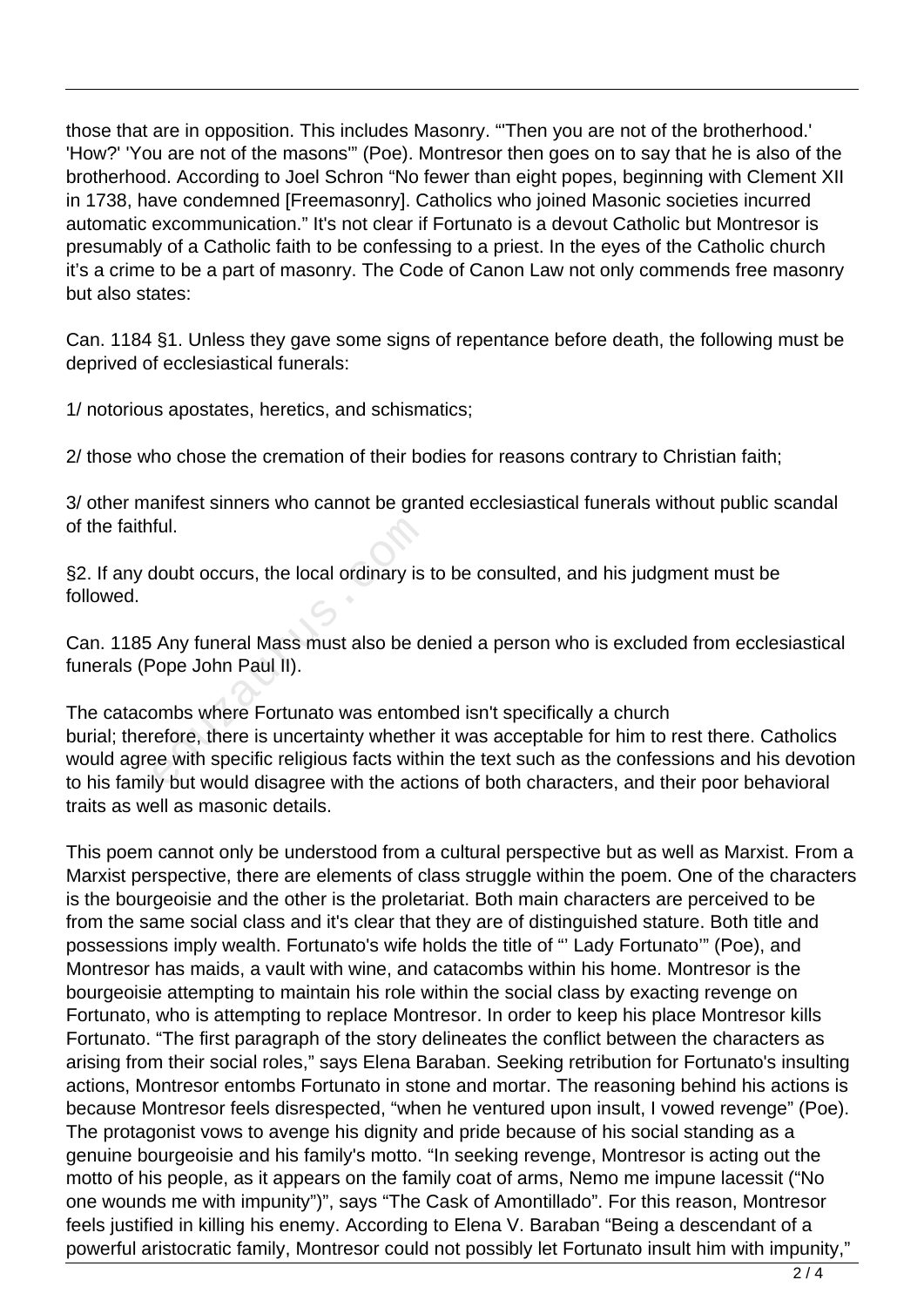those that are in opposition. This includes Masonry. "'Then you are not of the brotherhood.' 'How?' 'You are not of the masons'" (Poe). Montresor then goes on to say that he is also of the brotherhood. According to Joel Schron "No fewer than eight popes, beginning with Clement XII in 1738, have condemned [Freemasonry]. Catholics who joined Masonic societies incurred automatic excommunication." It's not clear if Fortunato is a devout Catholic but Montresor is presumably of a Catholic faith to be confessing to a priest. In the eyes of the Catholic church it's a crime to be a part of masonry. The Code of Canon Law not only commends free masonry but also states:

Can. 1184 §1. Unless they gave some signs of repentance before death, the following must be deprived of ecclesiastical funerals:

1/ notorious apostates, heretics, and schismatics;

2/ those who chose the cremation of their bodies for reasons contrary to Christian faith;

3/ other manifest sinners who cannot be granted ecclesiastical funerals without public scandal of the faithful.

§2. If any doubt occurs, the local ordinary is to be consulted, and his judgment must be followed.

Can. 1185 Any funeral Mass must also be denied a person who is excluded from ecclesiastical funerals (Pope John Paul II).

The catacombs where Fortunato was entombed isn't specifically a church burial; therefore, there is uncertainty whether it was acceptable for him to rest there. Catholics would agree with specific religious facts within the text such as the confessions and his devotion to his family but would disagree with the actions of both characters, and their poor behavioral traits as well as masonic details.

This poem cannot only be understood from a cultural perspective but as well as Marxist. From a Marxist perspective, there are elements of class struggle within the poem. One of the characters is the bourgeoisie and the other is the proletariat. Both main characters are perceived to be from the same social class and it's clear that they are of distinguished stature. Both title and possessions imply wealth. Fortunato's wife holds the title of "' Lady Fortunato'" (Poe), and Montresor has maids, a vault with wine, and catacombs within his home. Montresor is the bourgeoisie attempting to maintain his role within the social class by exacting revenge on Fortunato, who is attempting to replace Montresor. In order to keep his place Montresor kills Fortunato. "The first paragraph of the story delineates the conflict between the characters as arising from their social roles," says Elena Baraban. Seeking retribution for Fortunato's insulting actions, Montresor entombs Fortunato in stone and mortar. The reasoning behind his actions is because Montresor feels disrespected, "when he ventured upon insult, I vowed revenge" (Poe). The protagonist vows to avenge his dignity and pride because of his social standing as a genuine bourgeoisie and his family's motto. "In seeking revenge, Montresor is acting out the motto of his people, as it appears on the family coat of arms, Nemo me impune lacessit ("No one wounds me with impunity")", says "The Cask of Amontillado". For this reason, Montresor feels justified in killing his enemy. According to Elena V. Baraban "Being a descendant of a powerful aristocratic family, Montresor could not possibly let Fortunato insult him with impunity,"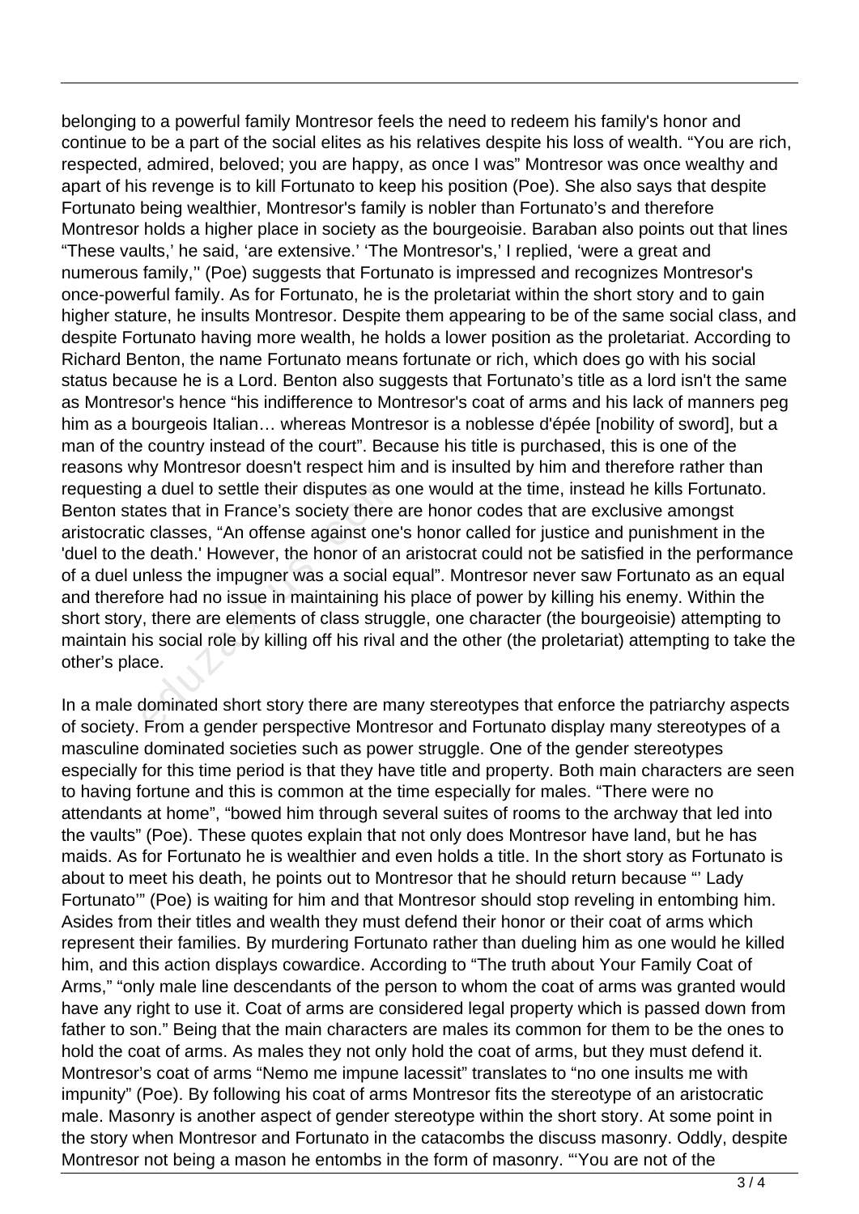belonging to a powerful family Montresor feels the need to redeem his family's honor and continue to be a part of the social elites as his relatives despite his loss of wealth. "You are rich, respected, admired, beloved; you are happy, as once I was" Montresor was once wealthy and apart of his revenge is to kill Fortunato to keep his position (Poe). She also says that despite Fortunato being wealthier, Montresor's family is nobler than Fortunato's and therefore Montresor holds a higher place in society as the bourgeoisie. Baraban also points out that lines "These vaults,' he said, 'are extensive.' 'The Montresor's,' I replied, 'were a great and numerous family,'' (Poe) suggests that Fortunato is impressed and recognizes Montresor's once-powerful family. As for Fortunato, he is the proletariat within the short story and to gain higher stature, he insults Montresor. Despite them appearing to be of the same social class, and despite Fortunato having more wealth, he holds a lower position as the proletariat. According to Richard Benton, the name Fortunato means fortunate or rich, which does go with his social status because he is a Lord. Benton also suggests that Fortunato's title as a lord isn't the same as Montresor's hence "his indifference to Montresor's coat of arms and his lack of manners peg him as a bourgeois Italian… whereas Montresor is a noblesse d'épée [nobility of sword], but a man of the country instead of the court". Because his title is purchased, this is one of the reasons why Montresor doesn't respect him and is insulted by him and therefore rather than requesting a duel to settle their disputes as one would at the time, instead he kills Fortunato. Benton states that in France's society there are honor codes that are exclusive amongst aristocratic classes, "An offense against one's honor called for justice and punishment in the 'duel to the death.' However, the honor of an aristocrat could not be satisfied in the performance of a duel unless the impugner was a social equal". Montresor never saw Fortunato as an equal and therefore had no issue in maintaining his place of power by killing his enemy. Within the short story, there are elements of class struggle, one character (the bourgeoisie) attempting to maintain his social role by killing off his rival and the other (the proletariat) attempting to take the other's place.

In a male dominated short story there are many stereotypes that enforce the patriarchy aspects of society. From a gender perspective Montresor and Fortunato display many stereotypes of a masculine dominated societies such as power struggle. One of the gender stereotypes especially for this time period is that they have title and property. Both main characters are seen to having fortune and this is common at the time especially for males. "There were no attendants at home", "bowed him through several suites of rooms to the archway that led into the vaults" (Poe). These quotes explain that not only does Montresor have land, but he has maids. As for Fortunato he is wealthier and even holds a title. In the short story as Fortunato is about to meet his death, he points out to Montresor that he should return because "' Lady Fortunato'" (Poe) is waiting for him and that Montresor should stop reveling in entombing him. Asides from their titles and wealth they must defend their honor or their coat of arms which represent their families. By murdering Fortunato rather than dueling him as one would he killed him, and this action displays cowardice. According to "The truth about Your Family Coat of Arms," "only male line descendants of the person to whom the coat of arms was granted would have any right to use it. Coat of arms are considered legal property which is passed down from father to son." Being that the main characters are males its common for them to be the ones to hold the coat of arms. As males they not only hold the coat of arms, but they must defend it. Montresor's coat of arms "Nemo me impune lacessit" translates to "no one insults me with impunity" (Poe). By following his coat of arms Montresor fits the stereotype of an aristocratic male. Masonry is another aspect of gender stereotype within the short story. At some point in the story when Montresor and Fortunato in the catacombs the discuss masonry. Oddly, despite Montresor not being a mason he entombs in the form of masonry. "'You are not of the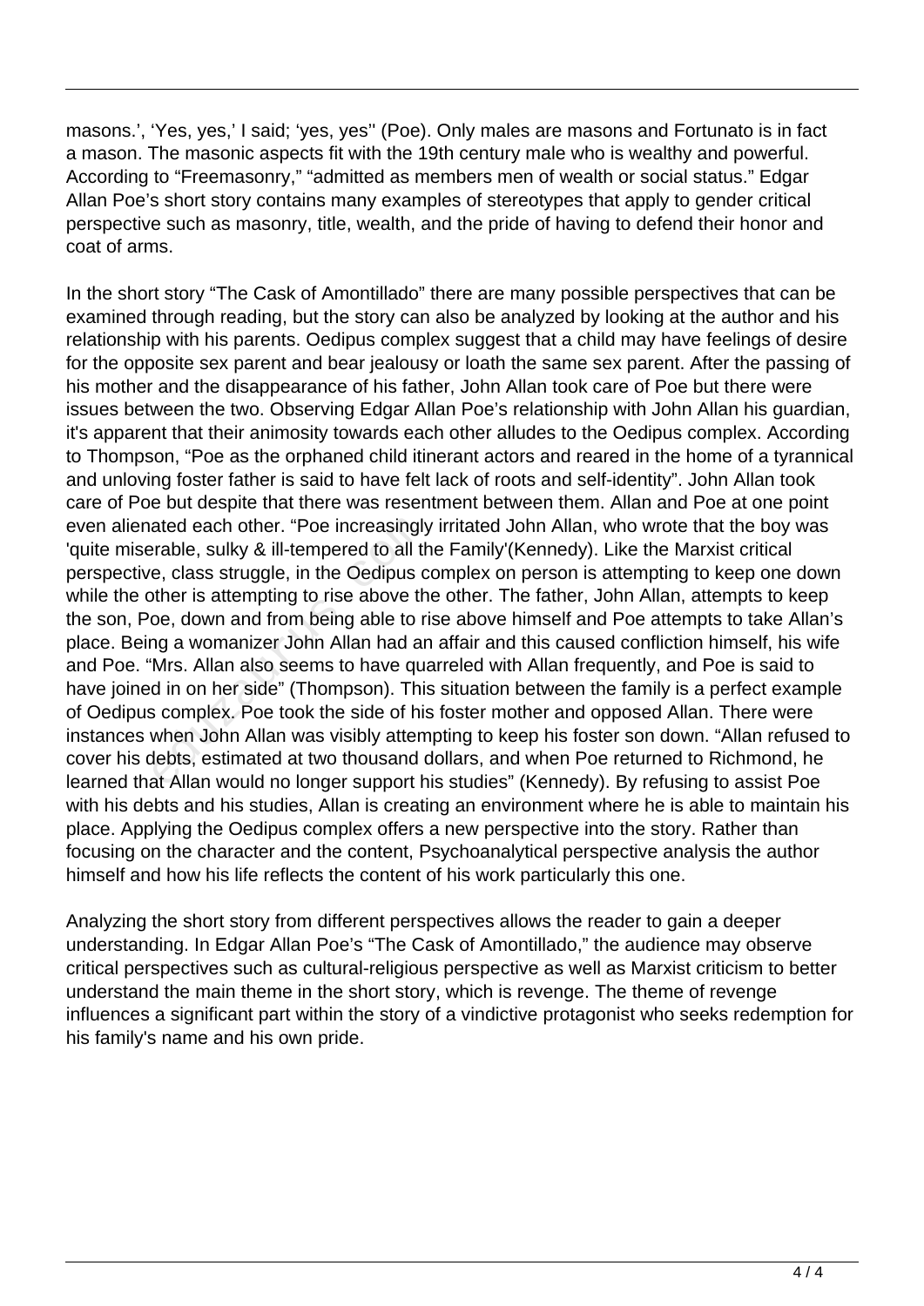masons.', 'Yes, yes,' I said; 'yes, yes'' (Poe). Only males are masons and Fortunato is in fact a mason. The masonic aspects fit with the 19th century male who is wealthy and powerful. According to "Freemasonry," "admitted as members men of wealth or social status." Edgar Allan Poe's short story contains many examples of stereotypes that apply to gender critical perspective such as masonry, title, wealth, and the pride of having to defend their honor and coat of arms.

In the short story "The Cask of Amontillado" there are many possible perspectives that can be examined through reading, but the story can also be analyzed by looking at the author and his relationship with his parents. Oedipus complex suggest that a child may have feelings of desire for the opposite sex parent and bear jealousy or loath the same sex parent. After the passing of his mother and the disappearance of his father, John Allan took care of Poe but there were issues between the two. Observing Edgar Allan Poe's relationship with John Allan his guardian, it's apparent that their animosity towards each other alludes to the Oedipus complex. According to Thompson, "Poe as the orphaned child itinerant actors and reared in the home of a tyrannical and unloving foster father is said to have felt lack of roots and self-identity". John Allan took care of Poe but despite that there was resentment between them. Allan and Poe at one point even alienated each other. "Poe increasingly irritated John Allan, who wrote that the boy was 'quite miserable, sulky & ill-tempered to all the Family'(Kennedy). Like the Marxist critical perspective, class struggle, in the Oedipus complex on person is attempting to keep one down while the other is attempting to rise above the other. The father, John Allan, attempts to keep the son, Poe, down and from being able to rise above himself and Poe attempts to take Allan's place. Being a womanizer John Allan had an affair and this caused confliction himself, his wife and Poe. "Mrs. Allan also seems to have quarreled with Allan frequently, and Poe is said to have joined in on her side" (Thompson). This situation between the family is a perfect example of Oedipus complex. Poe took the side of his foster mother and opposed Allan. There were instances when John Allan was visibly attempting to keep his foster son down. "Allan refused to cover his debts, estimated at two thousand dollars, and when Poe returned to Richmond, he learned that Allan would no longer support his studies" (Kennedy). By refusing to assist Poe with his debts and his studies, Allan is creating an environment where he is able to maintain his place. Applying the Oedipus complex offers a new perspective into the story. Rather than focusing on the character and the content, Psychoanalytical perspective analysis the author himself and how his life reflects the content of his work particularly this one.

Analyzing the short story from different perspectives allows the reader to gain a deeper understanding. In Edgar Allan Poe's "The Cask of Amontillado," the audience may observe critical perspectives such as cultural-religious perspective as well as Marxist criticism to better understand the main theme in the short story, which is revenge. The theme of revenge influences a significant part within the story of a vindictive protagonist who seeks redemption for his family's name and his own pride.